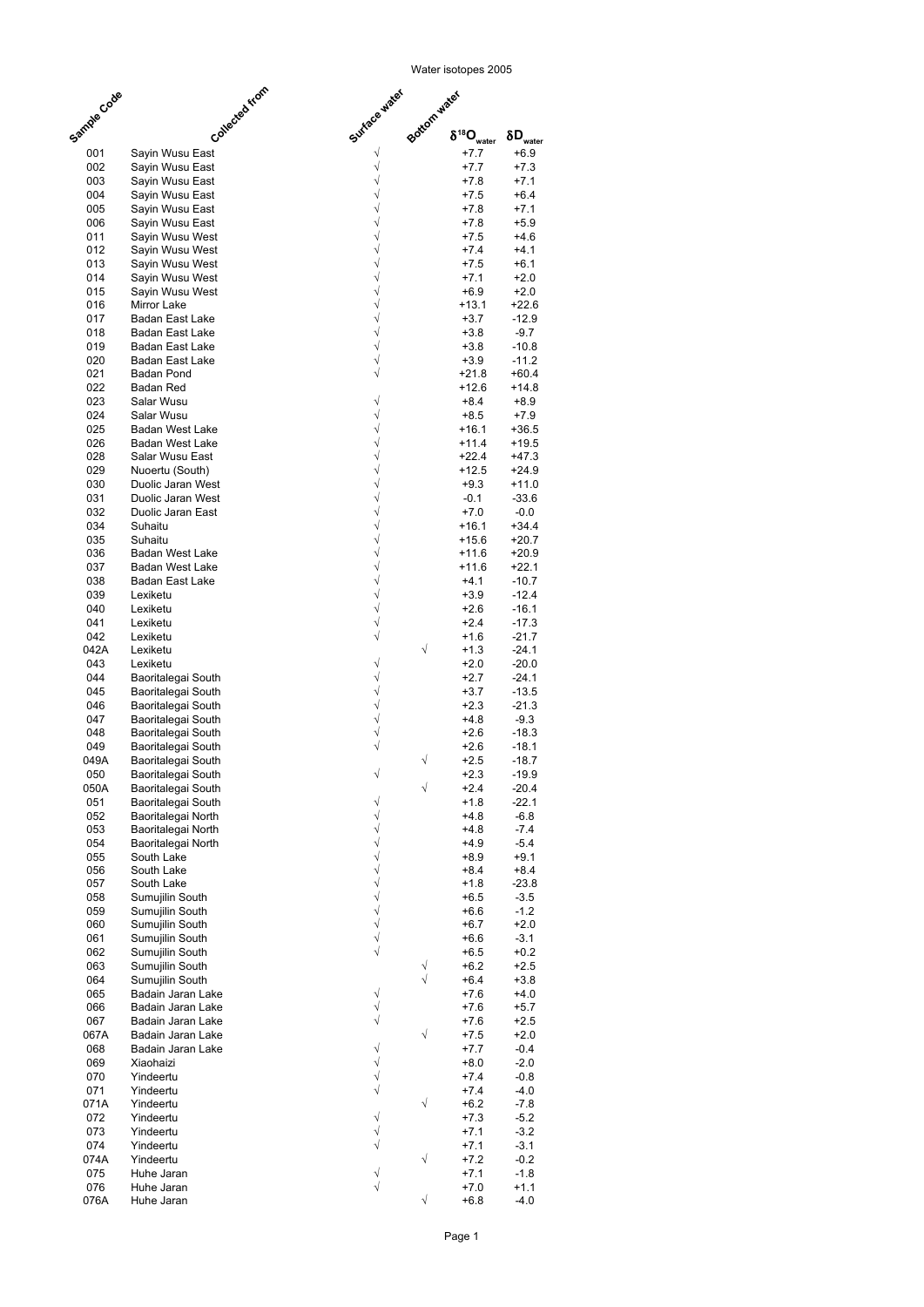Water isotopes 2005

| Sample Code | Collected from | Surface water | Bottom water | $\delta^{18}O_{water}$ | $\delta D_{water}$ |
|---|---|---|---|---|---|
| 001 | Sayin Wusu East | √ | | +7.7 | +6.9 |
| 002 | Sayin Wusu East | √ | | +7.7 | +7.3 |
| 003 | Sayin Wusu East | √ | | +7.8 | +7.1 |
| 004 | Sayin Wusu East | √ | | +7.5 | +6.4 |
| 005 | Sayin Wusu East | √ | | +7.8 | +7.1 |
| 006 | Sayin Wusu East | √ | | +7.8 | +5.9 |
| 011 | Sayin Wusu West | √ | | +7.5 | +4.6 |
| 012 | Sayin Wusu West | √ | | +7.4 | +4.1 |
| 013 | Sayin Wusu West | √ | | +7.5 | +6.1 |
| 014 | Sayin Wusu West | √ | | +7.1 | +2.0 |
| 015 | Sayin Wusu West | √ | | +6.9 | +2.0 |
| 016 | Mirror Lake | √ | | +13.1 | +22.6 |
| 017 | Badan East Lake | √ | | +3.7 | -12.9 |
| 018 | Badan East Lake | √ | | +3.8 | -9.7 |
| 019 | Badan East Lake | √ | | +3.8 | -10.8 |
| 020 | Badan East Lake | √ | | +3.9 | -11.2 |
| 021 | Badan Pond | √ | | +21.8 | +60.4 |
| 022 | Badan Red | | | +12.6 | +14.8 |
| 023 | Salar Wusu | √ | | +8.4 | +8.9 |
| 024 | Salar Wusu | √ | | +8.5 | +7.9 |
| 025 | Badan West Lake | √ | | +16.1 | +36.5 |
| 026 | Badan West Lake | √ | | +11.4 | +19.5 |
| 028 | Salar Wusu East | √ | | +22.4 | +47.3 |
| 029 | Nuoertu (South) | √ | | +12.5 | +24.9 |
| 030 | Duolic Jaran West | √ | | +9.3 | +11.0 |
| 031 | Duolic Jaran West | √ | | -0.1 | -33.6 |
| 032 | Duolic Jaran East | √ | | +7.0 | -0.0 |
| 034 | Suhaitu | √ | | +16.1 | +34.4 |
| 035 | Suhaitu | √ | | +15.6 | +20.7 |
| 036 | Badan West Lake | √ | | +11.6 | +20.9 |
| 037 | Badan West Lake | √ | | +11.6 | +22.1 |
| 038 | Badan East Lake | √ | | +4.1 | -10.7 |
| 039 | Lexiketu | √ | | +3.9 | -12.4 |
| 040 | Lexiketu | √ | | +2.6 | -16.1 |
| 041 | Lexiketu | √ | | +2.4 | -17.3 |
| 042 | Lexiketu | √ | | +1.6 | -21.7 |
| 042A | Lexiketu | | √ | +1.3 | -24.1 |
| 043 | Lexiketu | √ | | +2.0 | -20.0 |
| 044 | Baoritalegai South | √ | | +2.7 | -24.1 |
| 045 | Baoritalegai South | √ | | +3.7 | -13.5 |
| 046 | Baoritalegai South | √ | | +2.3 | -21.3 |
| 047 | Baoritalegai South | √ | | +4.8 | -9.3 |
| 048 | Baoritalegai South | √ | | +2.6 | -18.3 |
| 049 | Baoritalegai South | √ | | +2.6 | -18.1 |
| 049A | Baoritalegai South | | √ | +2.5 | -18.7 |
| 050 | Baoritalegai South | √ | | +2.3 | -19.9 |
| 050A | Baoritalegai South | | √ | +2.4 | -20.4 |
| 051 | Baoritalegai South | √ | | +1.8 | -22.1 |
| 052 | Baoritalegai North | √ | | +4.8 | -6.8 |
| 053 | Baoritalegai North | √ | | +4.8 | -7.4 |
| 054 | Baoritalegai North | √ | | +4.9 | -5.4 |
| 055 | South Lake | √ | | +8.9 | +9.1 |
| 056 | South Lake | √ | | +8.4 | +8.4 |
| 057 | South Lake | √ | | +1.8 | -23.8 |
| 058 | Sumujilin South | √ | | +6.5 | -3.5 |
| 059 | Sumujilin South | √ | | +6.6 | -1.2 |
| 060 | Sumujilin South | √ | | +6.7 | +2.0 |
| 061 | Sumujilin South | √ | | +6.6 | -3.1 |
| 062 | Sumujilin South | √ | | +6.5 | +0.2 |
| 063 | Sumujilin South | | √ | +6.2 | +2.5 |
| 064 | Sumujilin South | | √ | +6.4 | +3.8 |
| 065 | Badain Jaran Lake | √ | | +7.6 | +4.0 |
| 066 | Badain Jaran Lake | √ | | +7.6 | +5.7 |
| 067 | Badain Jaran Lake | √ | | +7.6 | +2.5 |
| 067A | Badain Jaran Lake | | √ | +7.5 | +2.0 |
| 068 | Badain Jaran Lake | √ | | +7.7 | -0.4 |
| 069 | Xiaohaizi | √ | | +8.0 | -2.0 |
| 070 | Yindeertu | √ | | +7.4 | -0.8 |
| 071 | Yindeertu | √ | | +7.4 | -4.0 |
| 071A | Yindeertu | | √ | +6.2 | -7.8 |
| 072 | Yindeertu | √ | | +7.3 | -5.2 |
| 073 | Yindeertu | √ | | +7.1 | -3.2 |
| 074 | Yindeertu | √ | | +7.1 | -3.1 |
| 074A | Yindeertu | | √ | +7.2 | -0.2 |
| 075 | Huhe Jaran | √ | | +7.1 | -1.8 |
| 076 | Huhe Jaran | √ | | +7.0 | +1.1 |
| 076A | Huhe Jaran | | √ | +6.8 | -4.0 |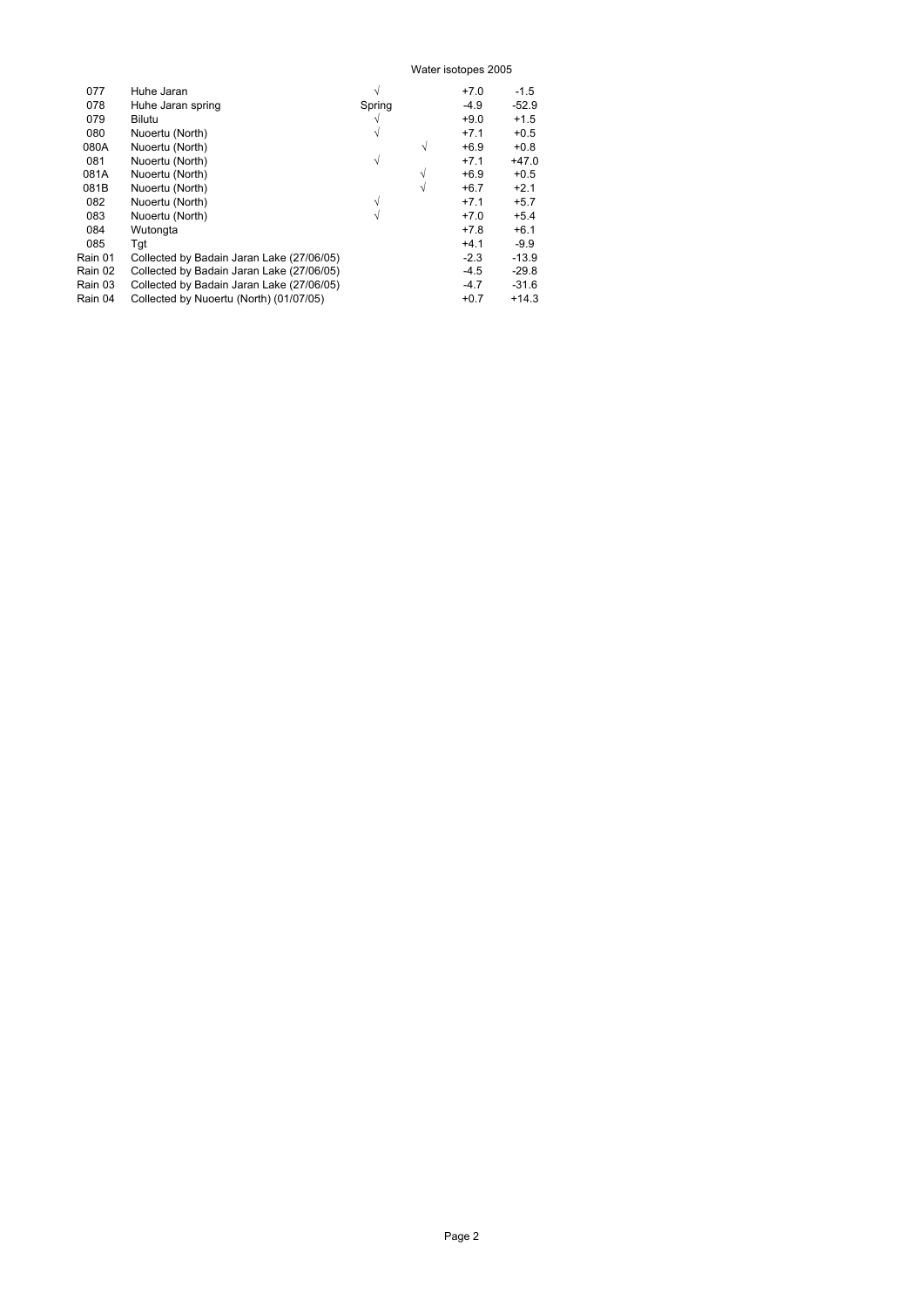Water isotopes 2005

| | | | | | |
|---|---|---|---|---|---|
| 077 | Huhe Jaran | √ | | +7.0 | -1.5 |
| 078 | Huhe Jaran spring | Spring | | -4.9 | -52.9 |
| 079 | Bilutu | √ | | +9.0 | +1.5 |
| 080 | Nuoertu (North) | √ | | +7.1 | +0.5 |
| 080A | Nuoertu (North) | | √ | +6.9 | +0.8 |
| 081 | Nuoertu (North) | √ | | +7.1 | +47.0 |
| 081A | Nuoertu (North) | | √ | +6.9 | +0.5 |
| 081B | Nuoertu (North) | | √ | +6.7 | +2.1 |
| 082 | Nuoertu (North) | √ | | +7.1 | +5.7 |
| 083 | Nuoertu (North) | √ | | +7.0 | +5.4 |
| 084 | Wutongta | | | +7.8 | +6.1 |
| 085 | Tgt | | | +4.1 | -9.9 |
| Rain 01 | Collected by Badain Jaran Lake (27/06/05) | | | -2.3 | -13.9 |
| Rain 02 | Collected by Badain Jaran Lake (27/06/05) | | | -4.5 | -29.8 |
| Rain 03 | Collected by Badain Jaran Lake (27/06/05) | | | -4.7 | -31.6 |
| Rain 04 | Collected by Nuoertu (North) (01/07/05) | | | +0.7 | +14.3 |